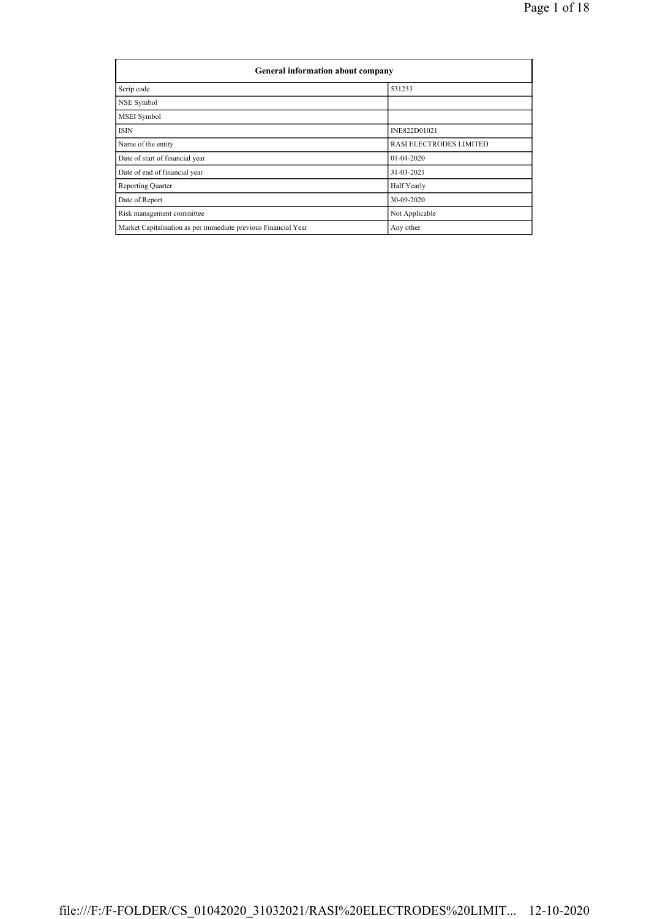| General information about company | |
|---|---|
| Scrip code | 531233 |
| NSE Symbol | |
| MSEI Symbol | |
| ISIN | INE822D01021 |
| Name of the entity | RASI ELECTRODES LIMITED |
| Date of start of financial year | 01-04-2020 |
| Date of end of financial year | 31-03-2021 |
| Reporting Quarter | Half Yearly |
| Date of Report | 30-09-2020 |
| Risk management committee | Not Applicable |
| Market Capitalisation as per immediate previous Financial Year | Any other |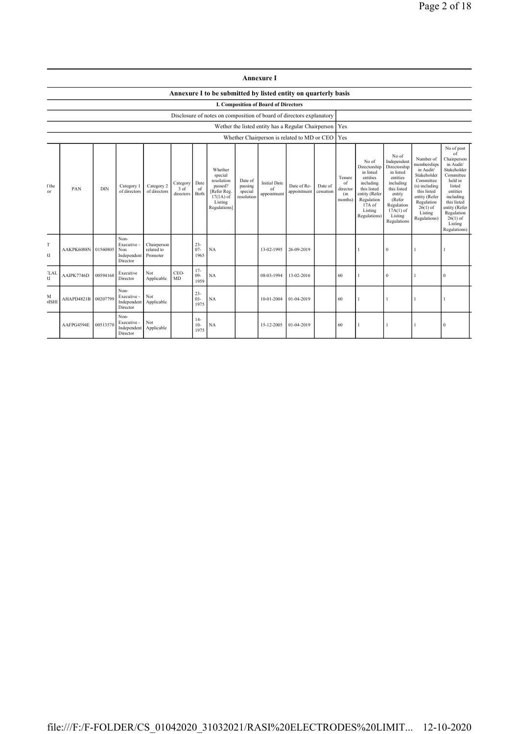## Annexure I

### Annexure I to be submitted by listed entity on quarterly basis

#### I. Composition of Board of Directors

| Disclosure of notes on composition of board of directors explanatory | |
|---|---|
| Wether the listed entity has a Regular Chairperson | Yes |
| Whether Chairperson is related to MD or CEO | Yes |

| f the or | PAN | DIN | Category 1 of directors | Category 2 of directors | Category 3 of directors | Date of Birth | Whether special resolution passed? [Refer Reg. 17(1A) of Listing Regulations] | Date of passing special resolution | Initial Date of appointment | Date of Re-appointment | Date of cessation | Tenure of director (in months) | No of Directorship in listed entities including this listed entity (Refer Regulation 17A of Listing Regulations) | No of Independent Directorship in listed entities including this listed entity (Refer Regulation 17A(1) of Listing Regulations | Number of memberships in Audit/ Stakeholder Committee (s) including this listed entity (Refer Regulation 26(1) of Listing Regulations) | No of post of Chairperson in Audit/ Stakeholder Committee held in listed entities including this listed entity (Refer Regulation 26(1) of Listing Regulations) |
|---|---|---|---|---|---|---|---|---|---|---|---|---|---|---|---|---|
| T RI | AAKPK6088N | 01560805 | Non-Executive - Non Independent Director | Chairperson related to Promoter | | 23-07-1965 | NA | | 13-02-1995 | 26-09-2019 | | | 1 | 0 | 1 | 1 |
| TLAL RI | AAIPK7746D | 00594168 | Executive Director | Not Applicable | CEO-MD | 17-09-1959 | NA | | 08-03-1994 | 13-02-2016 | | 60 | 1 | 0 | 1 | 0 |
| M MSHI | AHAPD4821B | 00207799 | Non-Executive - Independent Director | Not Applicable | | 23-03-1975 | NA | | 10-01-2004 | 01-04-2019 | | 60 | 1 | 1 | 1 | 1 |
| | AAFPG4594E | 00513570 | Non-Executive - Independent Director | Not Applicable | | 14-10-1975 | NA | | 15-12-2005 | 01-04-2019 | | 60 | 1 | 1 | 1 | 0 |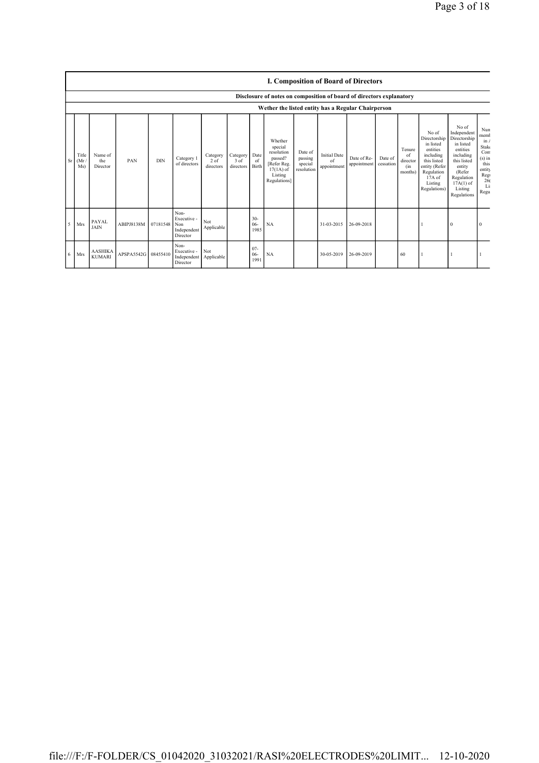## I. Composition of Board of Directors

**Disclosure of notes on composition of board of directors explanatory**

**Wether the listed entity has a Regular Chairperson**

| Sr | Title (Mr / Ms) | Name of the Director | PAN | DIN | Category 1 of directors | Category 2 of directors | Category 3 of directors | Date of Birth | Whether special resolution passed? [Refer Reg. 17(1A) of Listing Regulations] | Date of passing special resolution | Initial Date of appointment | Date of Re-appointment | Date of cessation | Tenure of director (in months) | No of Directorship in listed entities including this listed entity (Refer Regulation 17A of Listing Regulations) | No of Independent Directorship in listed entities including this listed entity (Refer Regulation 17A(1) of Listing Regulations | Num memb in / Stak Com (s) in this entity Regu 26( Li Regu |
|---|---|---|---|---|---|---|---|---|---|---|---|---|---|---|---|---|---|
| 5 | Mrs | PAYAL JAIN | ABIPJ8138M | 07181548 | Non-Executive - Non Independent Director | Not Applicable | | 30-06-1985 | NA | | 31-03-2015 | 26-09-2018 | | | 1 | 0 | 0 |
| 6 | Mrs | AASHIKA KUMARI | APSPA5542G | 08455410 | Non-Executive - Independent Director | Not Applicable | | 07-06-1991 | NA | | 30-05-2019 | 26-09-2019 | | 60 | 1 | 1 | 1 |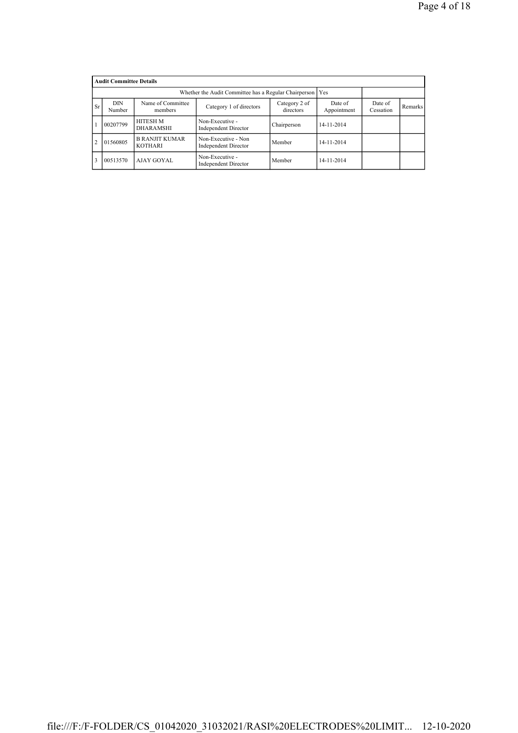| Audit Committee Details | | | | | | | |
|---|---|---|---|---|---|---|---|
| Whether the Audit Committee has a Regular Chairperson | | | | | Yes | | |
| Sr | DIN Number | Name of Committee members | Category 1 of directors | Category 2 of directors | Date of Appointment | Date of Cessation | Remarks |
| 1 | 00207799 | HITESH M DHARAMSHI | Non-Executive - Independent Director | Chairperson | 14-11-2014 | | |
| 2 | 01560805 | B RANJIT KUMAR KOTHARI | Non-Executive - Non Independent Director | Member | 14-11-2014 | | |
| 3 | 00513570 | AJAY GOYAL | Non-Executive - Independent Director | Member | 14-11-2014 | | |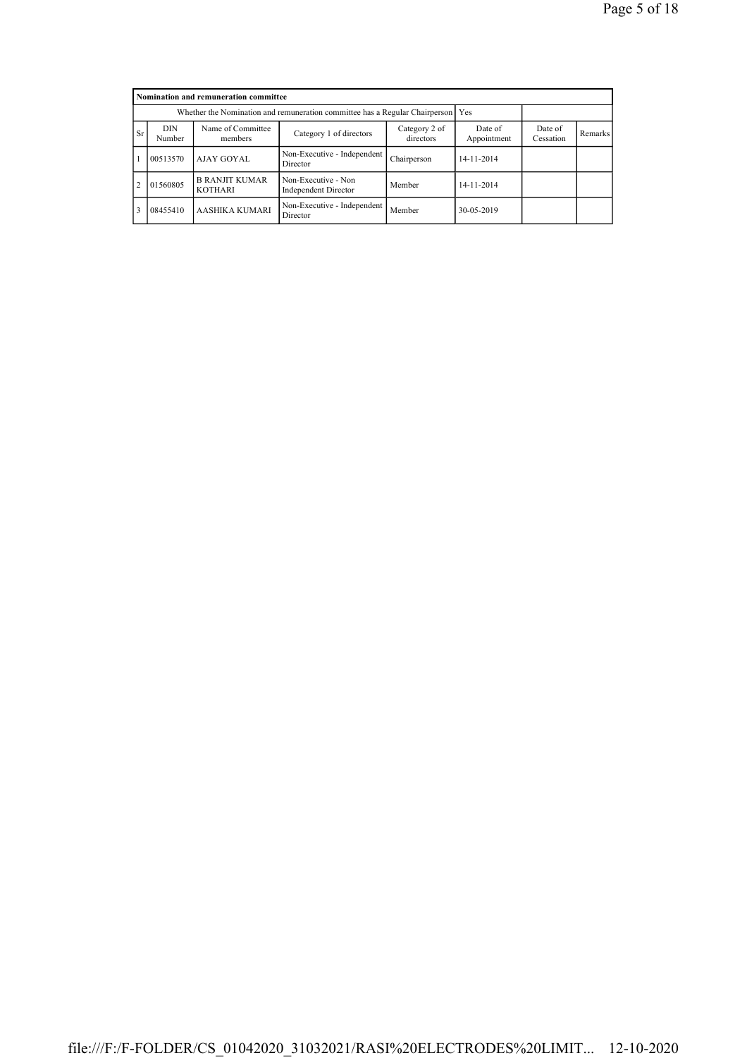| Nomination and remuneration committee | | | | | | | |
|---|---|---|---|---|---|---|---|
| Whether the Nomination and remuneration committee has a Regular Chairperson | | | | | Yes | | |
| Sr | DIN Number | Name of Committee members | Category 1 of directors | Category 2 of directors | Date of Appointment | Date of Cessation | Remarks |
| 1 | 00513570 | AJAY GOYAL | Non-Executive - Independent Director | Chairperson | 14-11-2014 | | |
| 2 | 01560805 | B RANJIT KUMAR KOTHARI | Non-Executive - Non Independent Director | Member | 14-11-2014 | | |
| 3 | 08455410 | AASHIKA KUMARI | Non-Executive - Independent Director | Member | 30-05-2019 | | |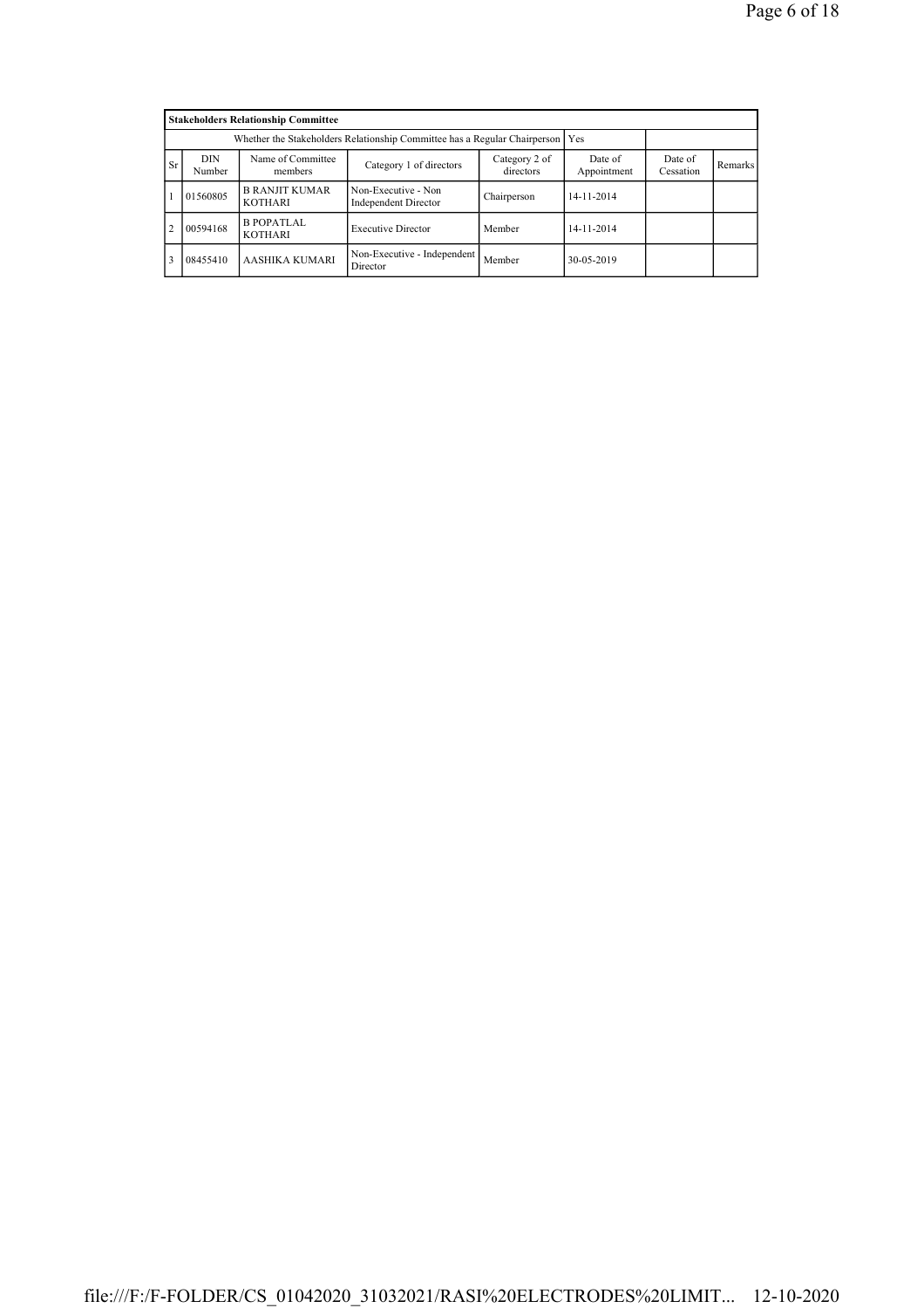| Stakeholders Relationship Committee | | | | | | | |
|---|---|---|---|---|---|---|---|
| Whether the Stakeholders Relationship Committee has a Regular Chairperson | | | | | Yes | | |
| Sr | DIN Number | Name of Committee members | Category 1 of directors | Category 2 of directors | Date of Appointment | Date of Cessation | Remarks |
| 1 | 01560805 | B RANJIT KUMAR KOTHARI | Non-Executive - Non Independent Director | Chairperson | 14-11-2014 | | |
| 2 | 00594168 | B POPATLAL KOTHARI | Executive Director | Member | 14-11-2014 | | |
| 3 | 08455410 | AASHIKA KUMARI | Non-Executive - Independent Director | Member | 30-05-2019 | | |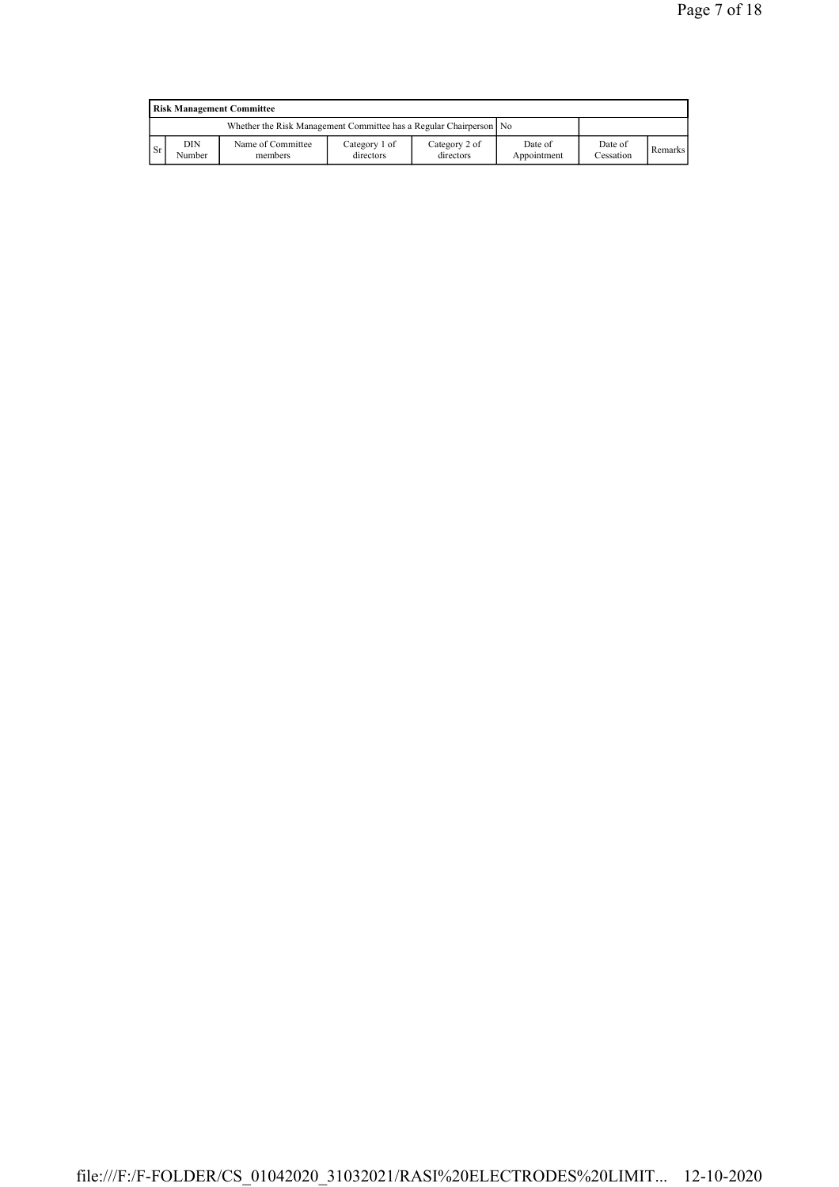| Risk Management Committee | | | | | | | |
|---|---|---|---|---|---|---|---|
| Whether the Risk Management Committee has a Regular Chairperson | | | | | No | | |
| Sr | DIN Number | Name of Committee members | Category 1 of directors | Category 2 of directors | Date of Appointment | Date of Cessation | Remarks |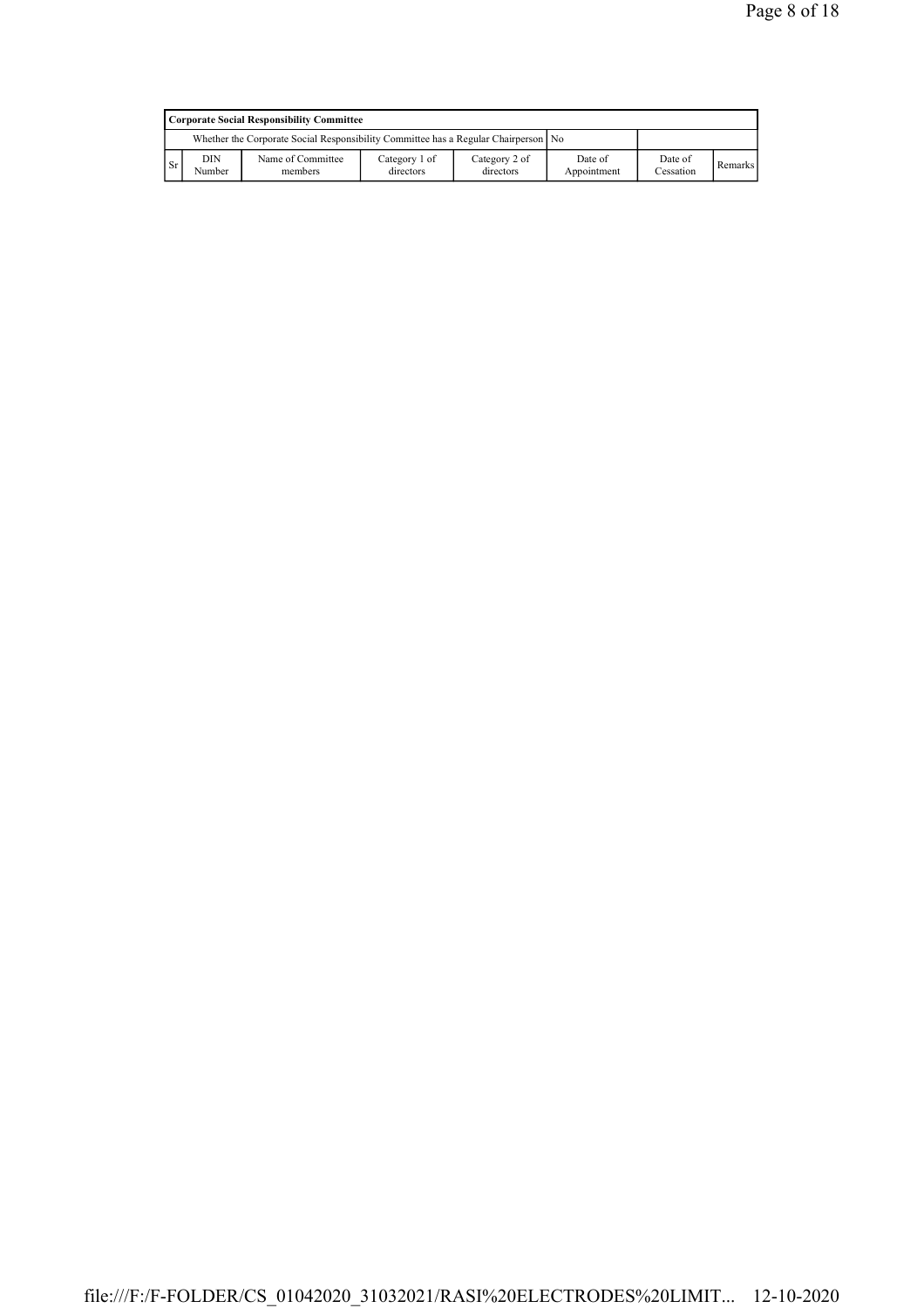| Corporate Social Responsibility Committee | | | | | | | |
|---|---|---|---|---|---|---|---|
| Whether the Corporate Social Responsibility Committee has a Regular Chairperson | | | | | No | | |
| Sr | DIN Number | Name of Committee members | Category 1 of directors | Category 2 of directors | Date of Appointment | Date of Cessation | Remarks |

file:///F:/F-FOLDER/CS_01042020_31032021/RASI%20ELECTRODES%20LIMIT... 12-10-2020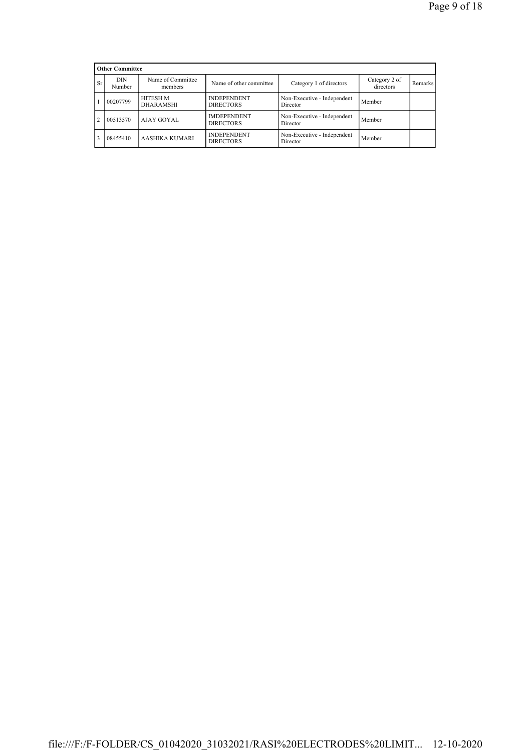| Other Committee | | | | | | |
|---|---|---|---|---|---|---|
| Sr | DIN Number | Name of Committee members | Name of other committee | Category 1 of directors | Category 2 of directors | Remarks |
| 1 | 00207799 | HITESH M DHARAMSHI | INDEPENDENT DIRECTORS | Non-Executive - Independent Director | Member | |
| 2 | 00513570 | AJAY GOYAL | IMDEPENDENT DIRECTORS | Non-Executive - Independent Director | Member | |
| 3 | 08455410 | AASHIKA KUMARI | INDEPENDENT DIRECTORS | Non-Executive - Independent Director | Member | |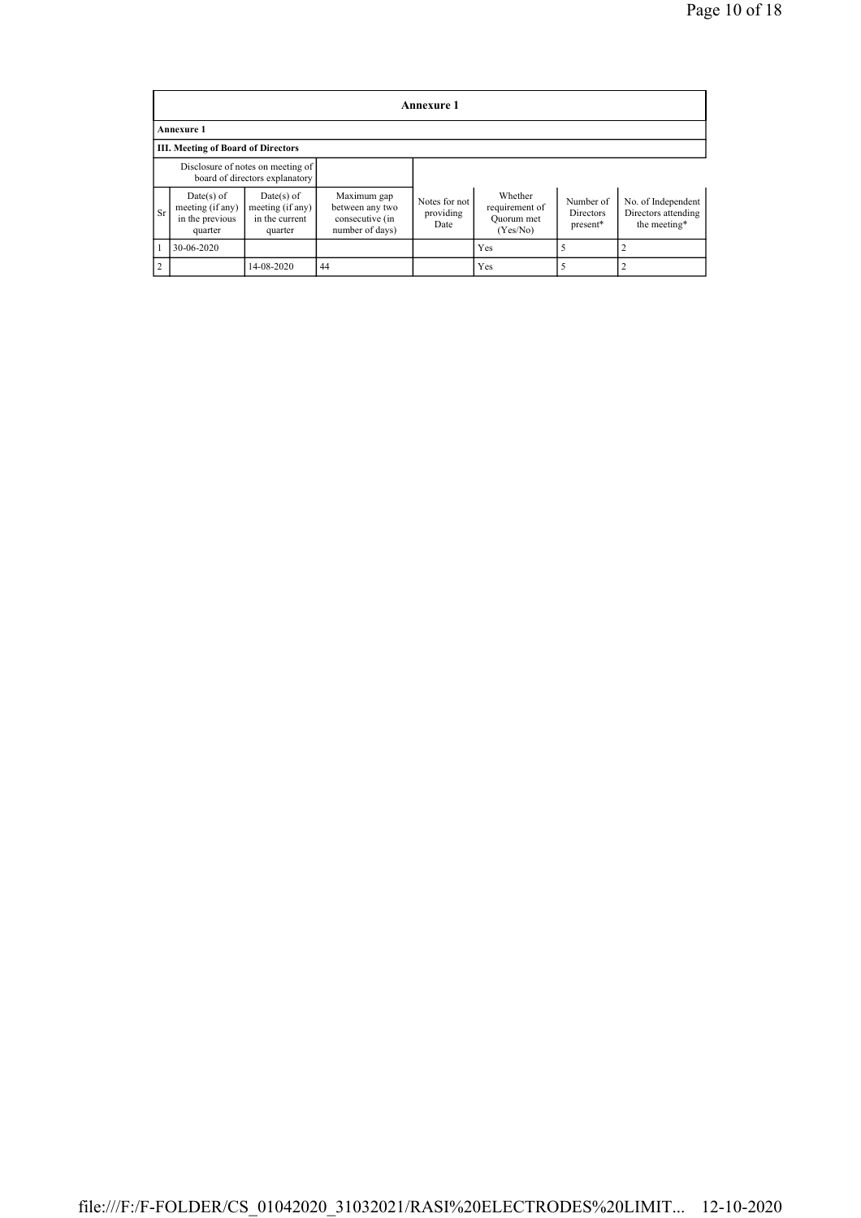# Annexure 1

**Annexure 1**

**III. Meeting of Board of Directors**

| Disclosure of notes on meeting of board of directors explanatory | | | | | | | |
|---|---|---|---|---|---|---|---|
| Sr | Date(s) of meeting (if any) in the previous quarter | Date(s) of meeting (if any) in the current quarter | Maximum gap between any two consecutive (in number of days) | Notes for not providing Date | Whether requirement of Quorum met (Yes/No) | Number of Directors present* | No. of Independent Directors attending the meeting* |
| 1 | 30-06-2020 | | | | Yes | 5 | 2 |
| 2 | | 14-08-2020 | 44 | | Yes | 5 | 2 |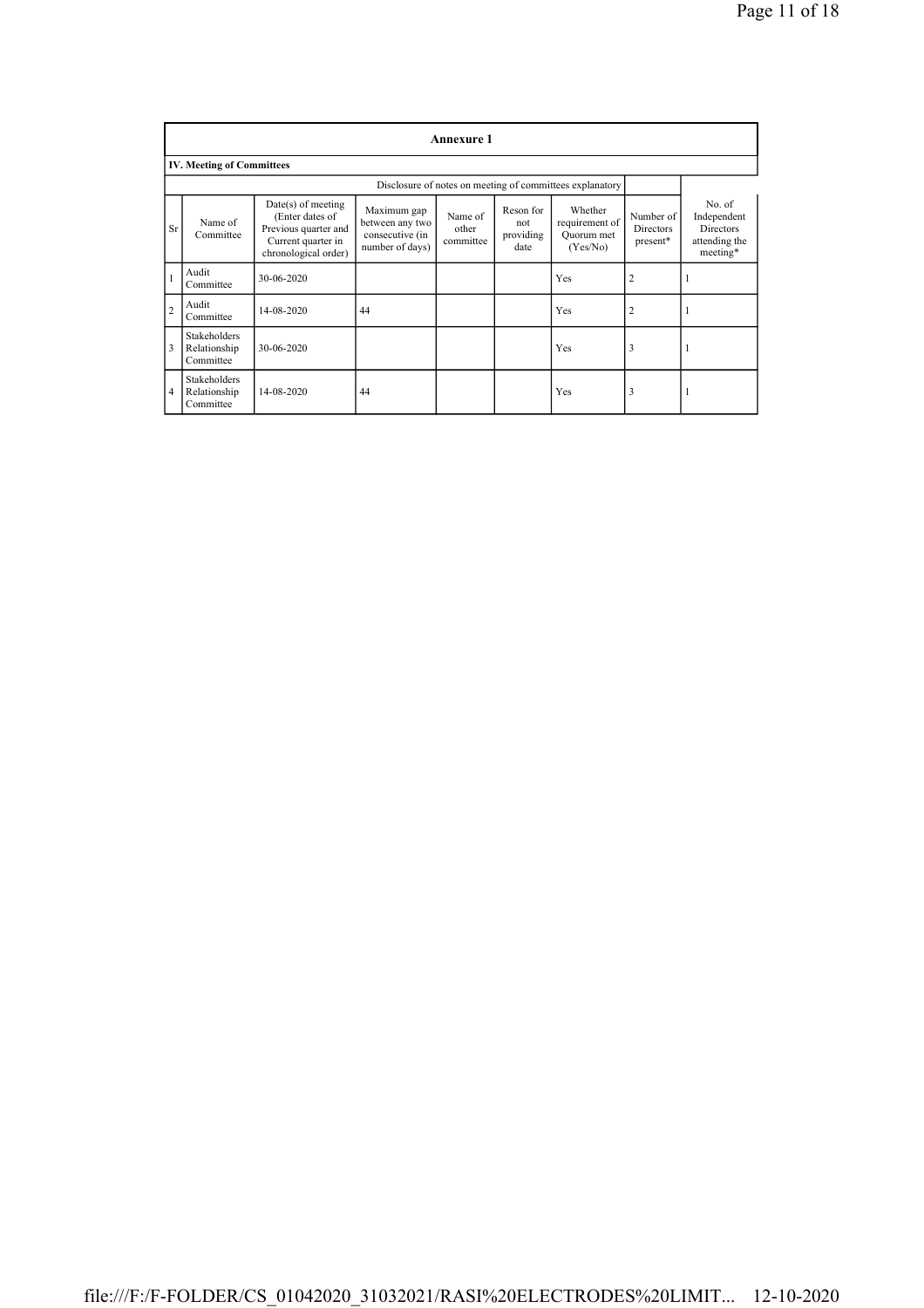## Annexure 1

### IV. Meeting of Committees

Disclosure of notes on meeting of committees explanatory

| Sr | Name of Committee | Date(s) of meeting (Enter dates of Previous quarter and Current quarter in chronological order) | Maximum gap between any two consecutive (in number of days) | Name of other committee | Reson for not providing date | Whether requirement of Quorum met (Yes/No) | Number of Directors present* | No. of Independent Directors attending the meeting* |
|---|---|---|---|---|---|---|---|---|
| 1 | Audit Committee | 30-06-2020 | | | | Yes | 2 | 1 |
| 2 | Audit Committee | 14-08-2020 | 44 | | | Yes | 2 | 1 |
| 3 | Stakeholders Relationship Committee | 30-06-2020 | | | | Yes | 3 | 1 |
| 4 | Stakeholders Relationship Committee | 14-08-2020 | 44 | | | Yes | 3 | 1 |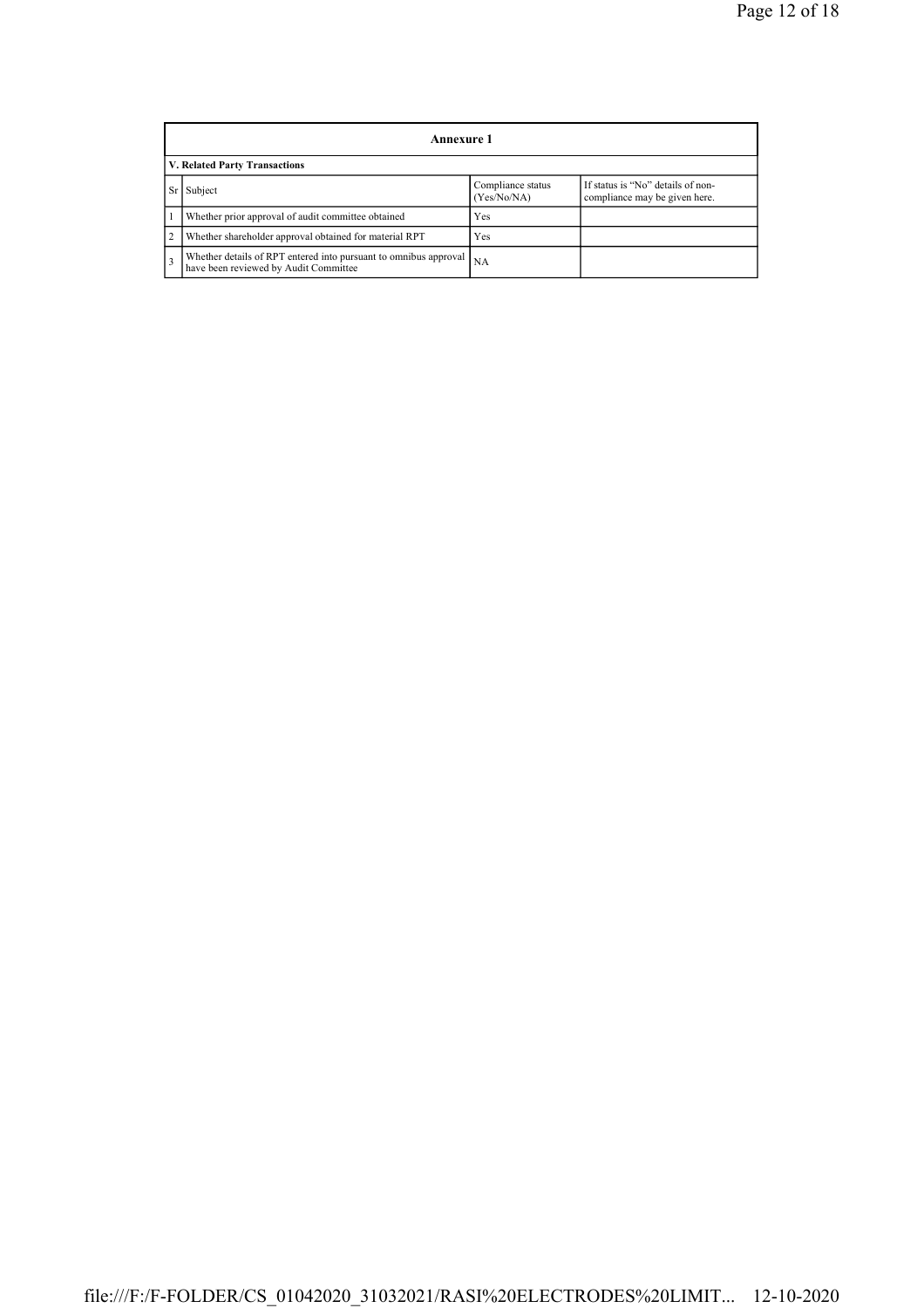| Annexure 1 | | | |
|---|---|---|---|
| **V. Related Party Transactions** | | | |
| Sr | Subject | Compliance status (Yes/No/NA) | If status is "No" details of non-compliance may be given here. |
| 1 | Whether prior approval of audit committee obtained | Yes | |
| 2 | Whether shareholder approval obtained for material RPT | Yes | |
| 3 | Whether details of RPT entered into pursuant to omnibus approval have been reviewed by Audit Committee | NA | |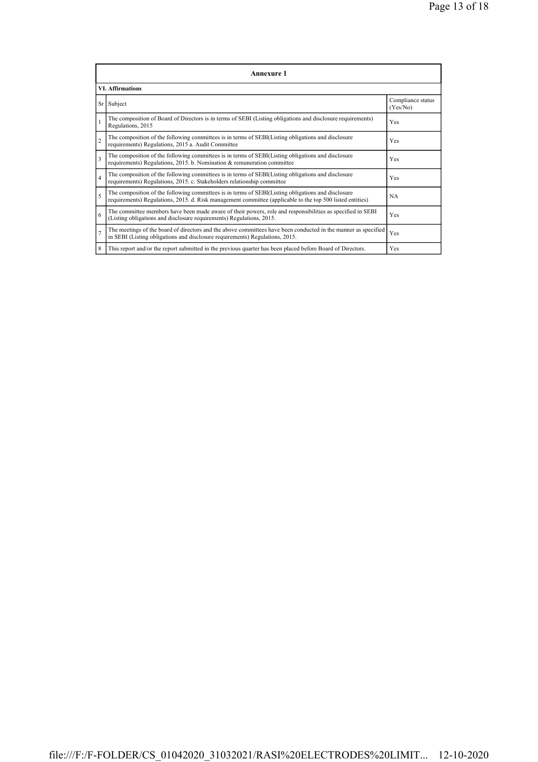## Annexure 1

### VI. Affirmations

| Sr | Subject | Compliance status (Yes/No) |
|---|---|---|
| 1 | The composition of Board of Directors is in terms of SEBI (Listing obligations and disclosure requirements) Regulations, 2015 | Yes |
| 2 | The composition of the following committees is in terms of SEBI(Listing obligations and disclosure requirements) Regulations, 2015 a. Audit Committee | Yes |
| 3 | The composition of the following committees is in terms of SEBI(Listing obligations and disclosure requirements) Regulations, 2015. b. Nomination & remuneration committee | Yes |
| 4 | The composition of the following committees is in terms of SEBI(Listing obligations and disclosure requirements) Regulations, 2015. c. Stakeholders relationship committee | Yes |
| 5 | The composition of the following committees is in terms of SEBI(Listing obligations and disclosure requirements) Regulations, 2015. d. Risk management committee (applicable to the top 500 listed entities) | NA |
| 6 | The committee members have been made aware of their powers, role and responsibilities as specified in SEBI (Listing obligations and disclosure requirements) Regulations, 2015. | Yes |
| 7 | The meetings of the board of directors and the above committees have been conducted in the manner as specified in SEBI (Listing obligations and disclosure requirements) Regulations, 2015. | Yes |
| 8 | This report and/or the report submitted in the previous quarter has been placed before Board of Directors. | Yes |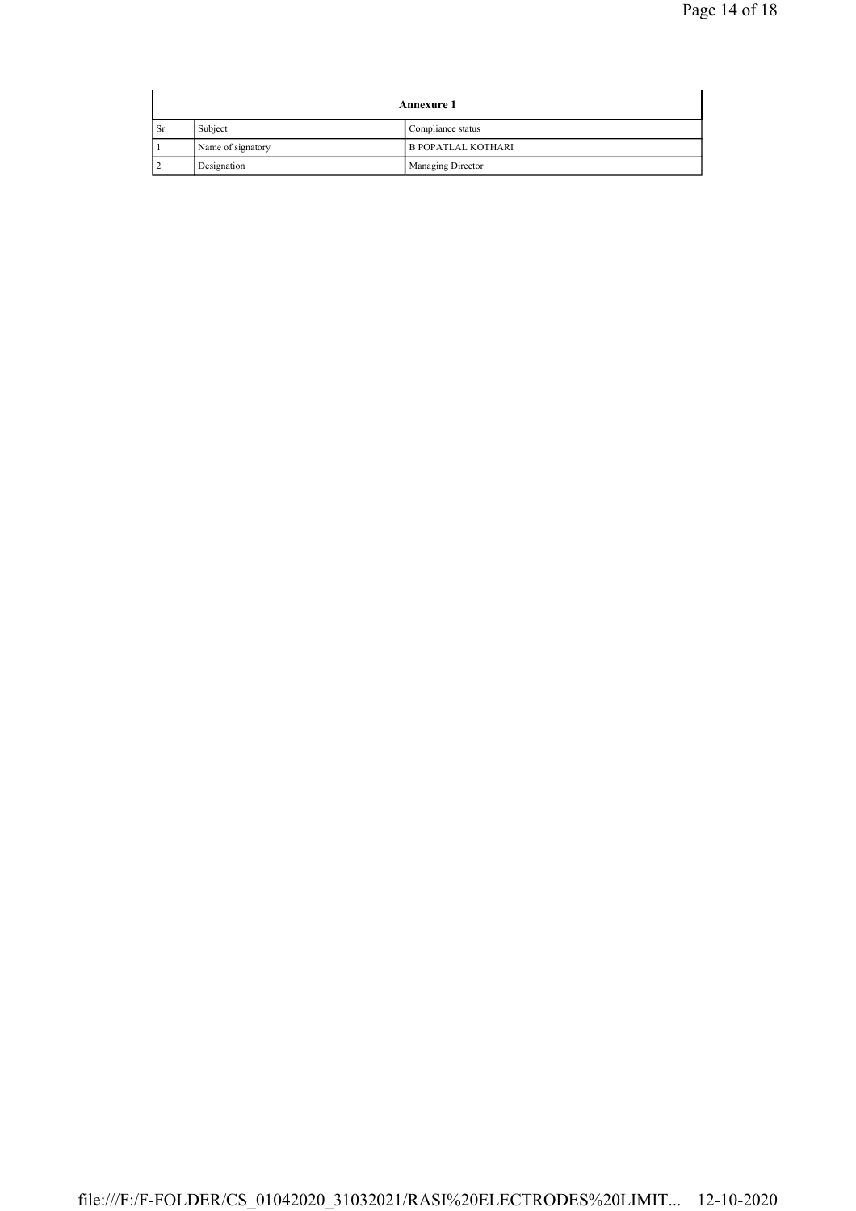| Annexure 1 | | |
|---|---|---|
| Sr | Subject | Compliance status |
| 1 | Name of signatory | B POPATLAL KOTHARI |
| 2 | Designation | Managing Director |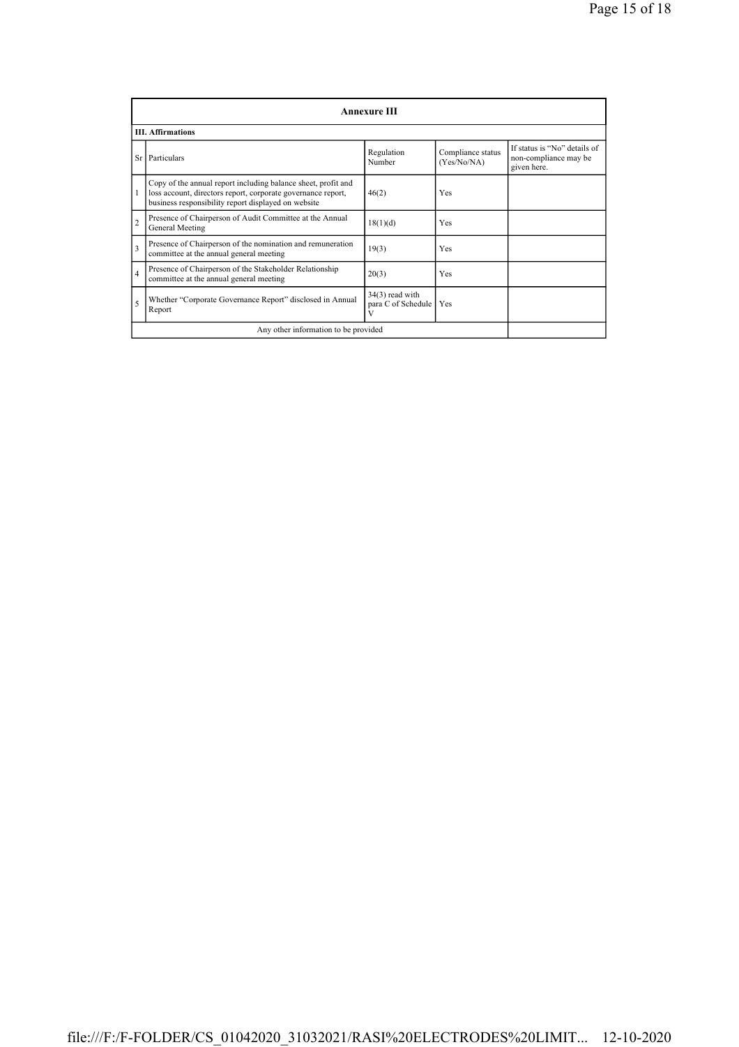| Annexure III | | | | |
|---|---|---|---|---|
| **III. Affirmations** | | | | |
| Sr | Particulars | Regulation Number | Compliance status (Yes/No/NA) | If status is "No" details of non-compliance may be given here. |
| 1 | Copy of the annual report including balance sheet, profit and loss account, directors report, corporate governance report, business responsibility report displayed on website | 46(2) | Yes | |
| 2 | Presence of Chairperson of Audit Committee at the Annual General Meeting | 18(1)(d) | Yes | |
| 3 | Presence of Chairperson of the nomination and remuneration committee at the annual general meeting | 19(3) | Yes | |
| 4 | Presence of Chairperson of the Stakeholder Relationship committee at the annual general meeting | 20(3) | Yes | |
| 5 | Whether "Corporate Governance Report" disclosed in Annual Report | 34(3) read with para C of Schedule V | Yes | |
| Any other information to be provided | | | | |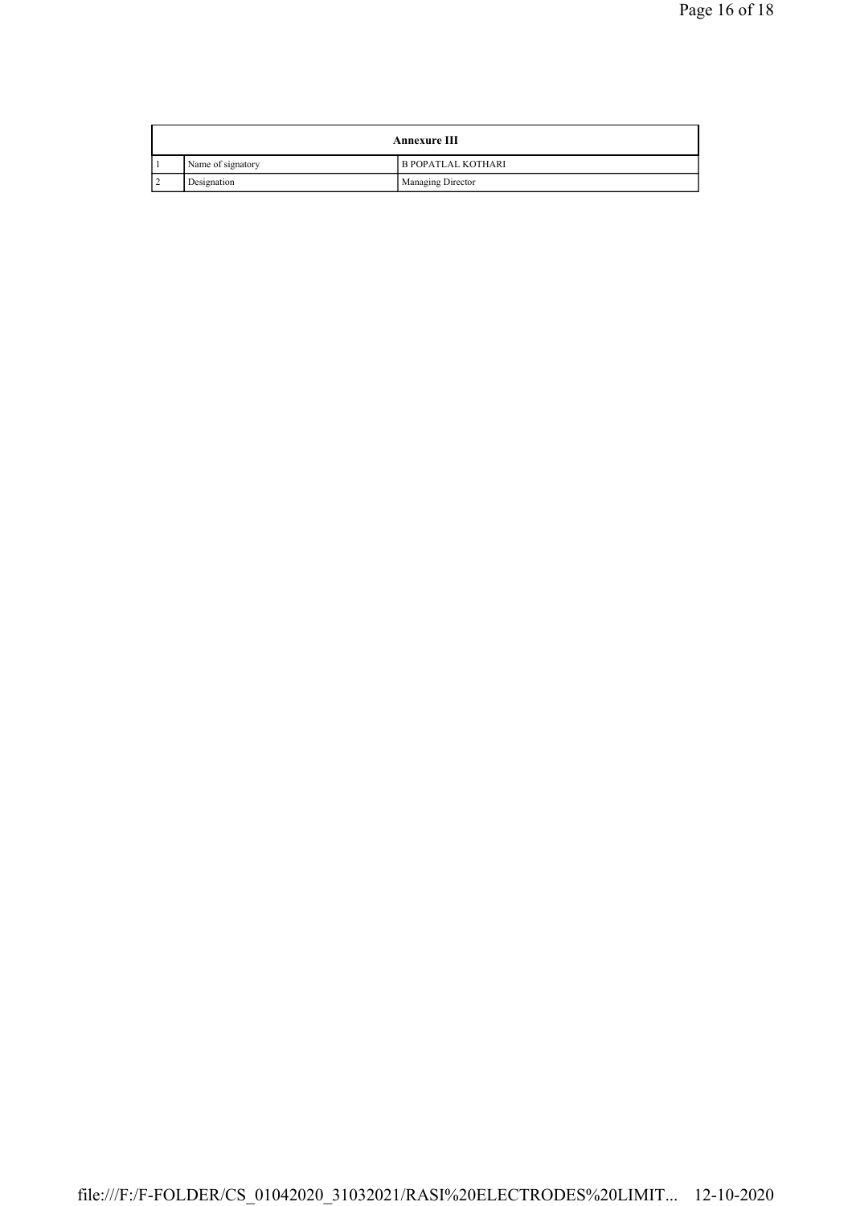| Annexure III | | |
|---|---|---|
| 1 | Name of signatory | B POPATLAL KOTHARI |
| 2 | Designation | Managing Director |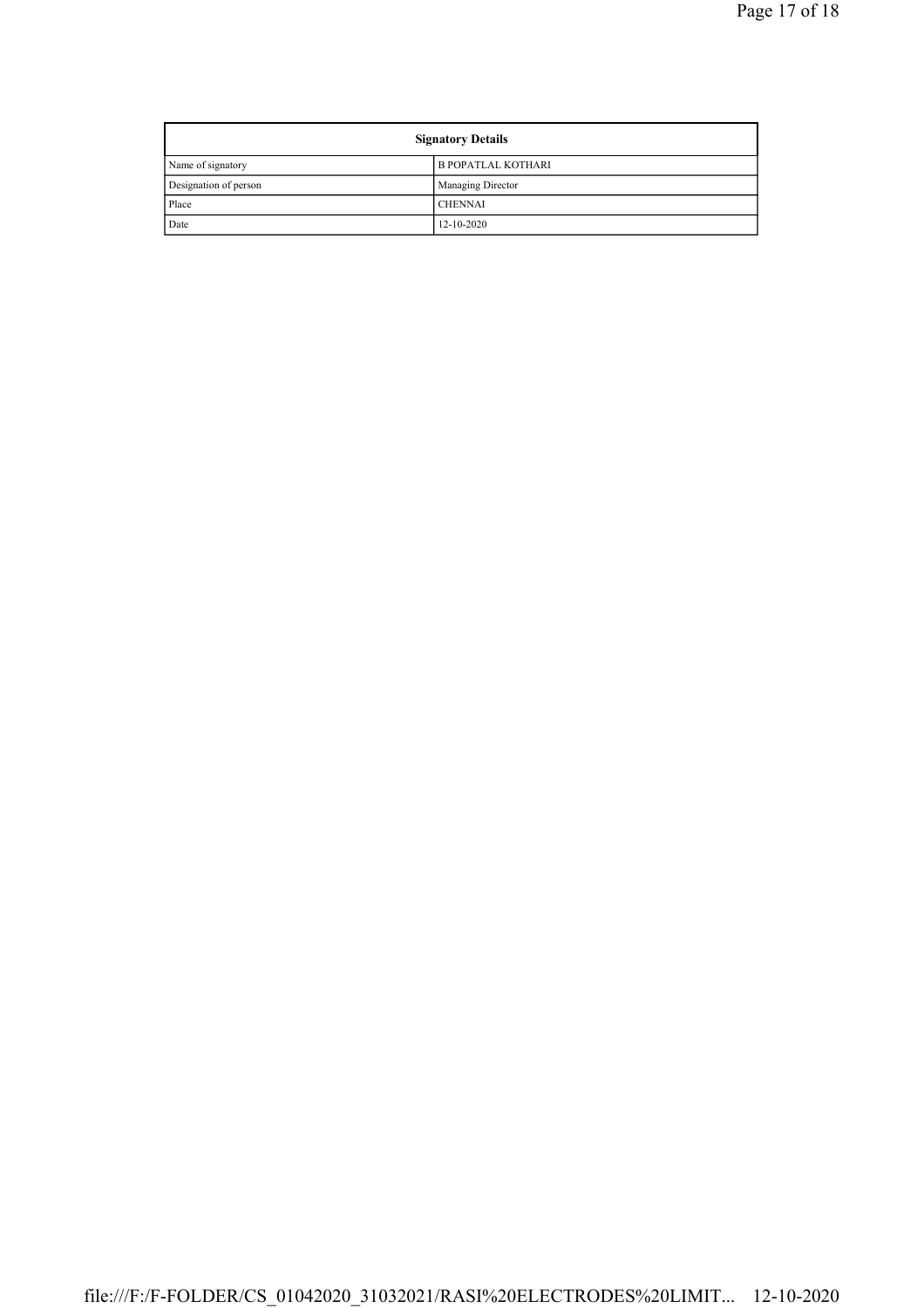| Signatory Details | |
|---|---|
| Name of signatory | B POPATLAL KOTHARI |
| Designation of person | Managing Director |
| Place | CHENNAI |
| Date | 12-10-2020 |